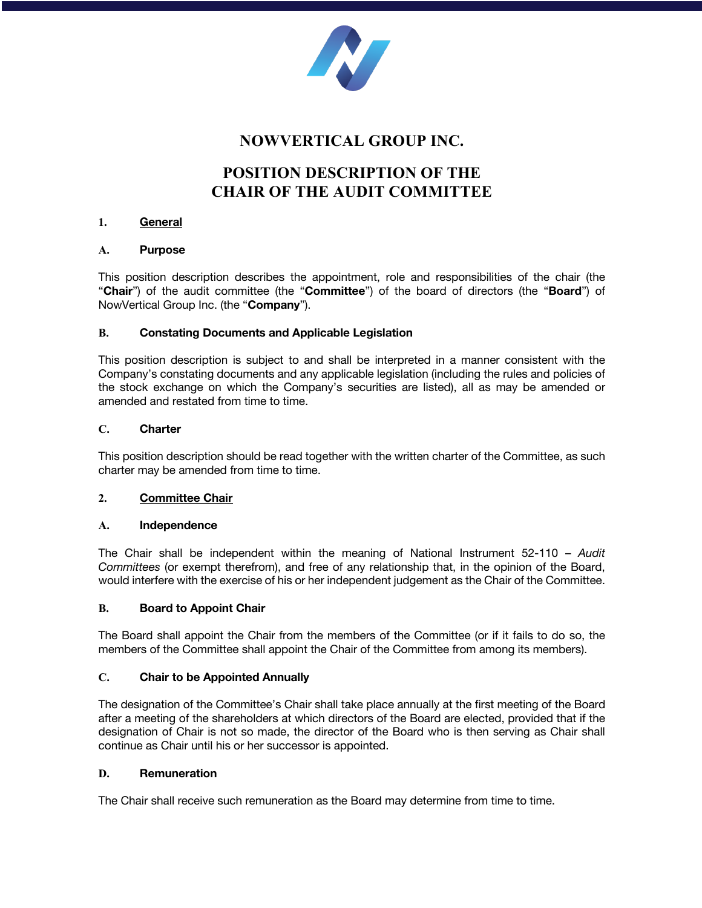# NOWVERTICAL GROUP INC.

# POSITION DESCRIPTION OF THE CHAIR OF THE AUDIT COMMITTEE

## 1. General

### A. Purpose

This position description describes the appointment, role and responsibilities of the chair (the "**Chair**") of the audit committee (the "**Committee**") of the board of directors (the "**Board**") of NowVertical Group Inc. (the "**Company**").

### B. Constating Documents and Applicable Legislation

This position description is subject to and shall be interpreted in a manner consistent with the Company's constating documents and any applicable legislation (including the rules and policies of the stock exchange on which the Company's securities are listed), all as may be amended or amended and restated from time to time.

### C. Charter

This position description should be read together with the written charter of the Committee, as such charter may be amended from time to time.

## 2. Committee Chair

### A. Independence

The Chair shall be independent within the meaning of National Instrument 52-110 – *Audit Committees* (or exempt therefrom), and free of any relationship that, in the opinion of the Board, would interfere with the exercise of his or her independent judgement as the Chair of the Committee.

### B. Board to Appoint Chair

The Board shall appoint the Chair from the members of the Committee (or if it fails to do so, the members of the Committee shall appoint the Chair of the Committee from among its members).

### C. Chair to be Appointed Annually

The designation of the Committee's Chair shall take place annually at the first meeting of the Board after a meeting of the shareholders at which directors of the Board are elected, provided that if the designation of Chair is not so made, the director of the Board who is then serving as Chair shall continue as Chair until his or her successor is appointed.

### D. Remuneration

The Chair shall receive such remuneration as the Board may determine from time to time.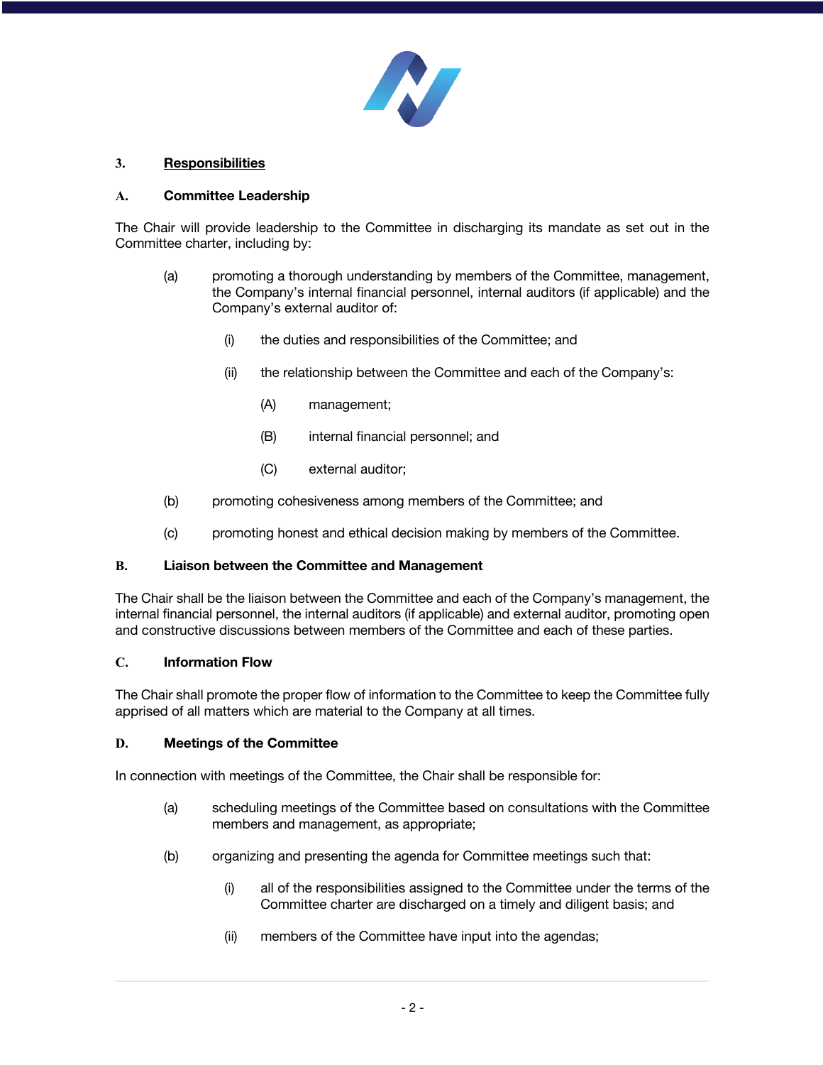## 3. Responsibilities

### A. Committee Leadership

The Chair will provide leadership to the Committee in discharging its mandate as set out in the Committee charter, including by:

(a) promoting a thorough understanding by members of the Committee, management, the Company's internal financial personnel, internal auditors (if applicable) and the Company's external auditor of:

  (i) the duties and responsibilities of the Committee; and

  (ii) the relationship between the Committee and each of the Company's:

    (A) management;

    (B) internal financial personnel; and

    (C) external auditor;

(b) promoting cohesiveness among members of the Committee; and

(c) promoting honest and ethical decision making by members of the Committee.

### B. Liaison between the Committee and Management

The Chair shall be the liaison between the Committee and each of the Company's management, the internal financial personnel, the internal auditors (if applicable) and external auditor, promoting open and constructive discussions between members of the Committee and each of these parties.

### C. Information Flow

The Chair shall promote the proper flow of information to the Committee to keep the Committee fully apprised of all matters which are material to the Company at all times.

### D. Meetings of the Committee

In connection with meetings of the Committee, the Chair shall be responsible for:

(a) scheduling meetings of the Committee based on consultations with the Committee members and management, as appropriate;

(b) organizing and presenting the agenda for Committee meetings such that:

  (i) all of the responsibilities assigned to the Committee under the terms of the Committee charter are discharged on a timely and diligent basis; and

  (ii) members of the Committee have input into the agendas;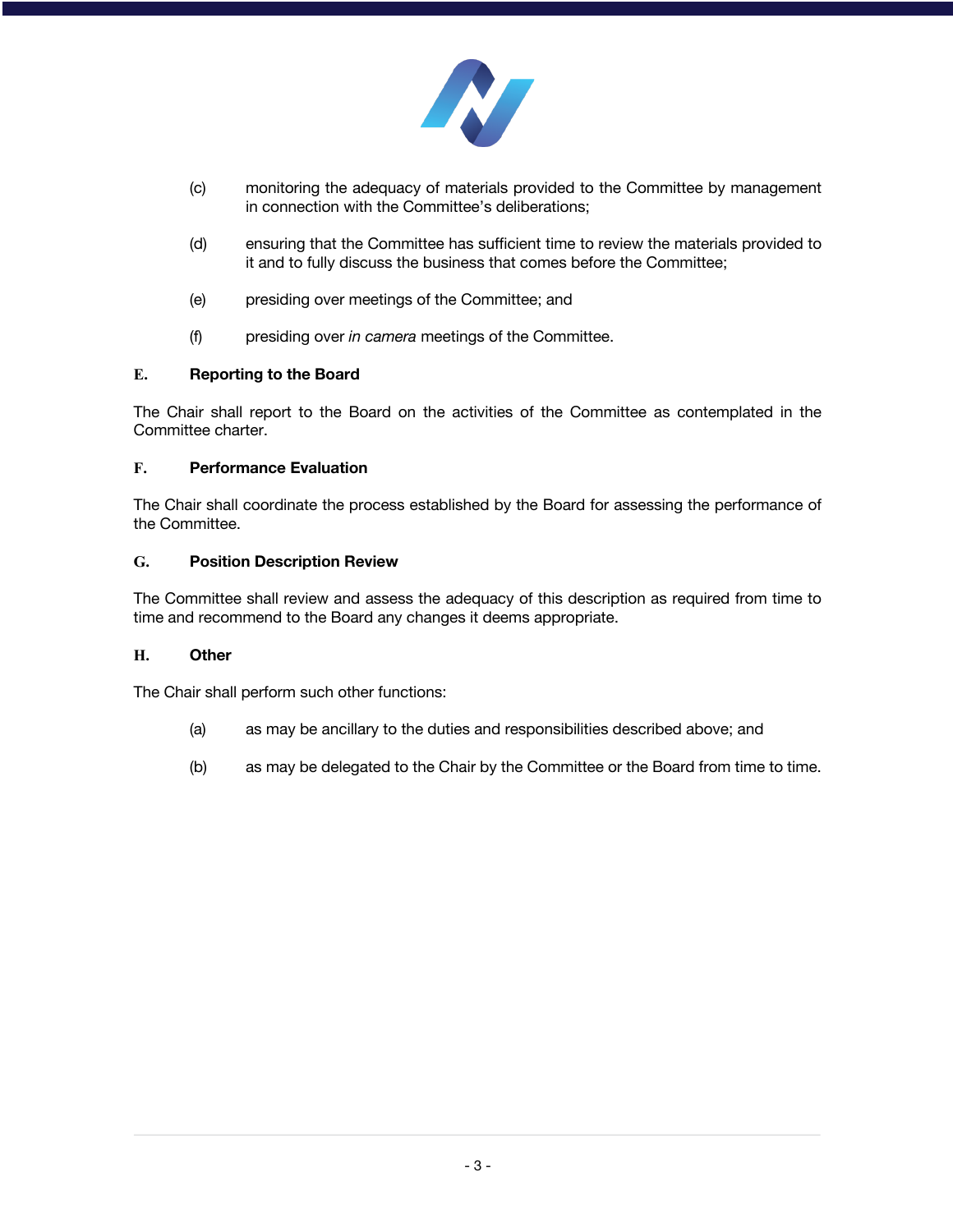(c) monitoring the adequacy of materials provided to the Committee by management in connection with the Committee's deliberations;

(d) ensuring that the Committee has sufficient time to review the materials provided to it and to fully discuss the business that comes before the Committee;

(e) presiding over meetings of the Committee; and

(f) presiding over *in camera* meetings of the Committee.

### E. Reporting to the Board

The Chair shall report to the Board on the activities of the Committee as contemplated in the Committee charter.

### F. Performance Evaluation

The Chair shall coordinate the process established by the Board for assessing the performance of the Committee.

### G. Position Description Review

The Committee shall review and assess the adequacy of this description as required from time to time and recommend to the Board any changes it deems appropriate.

### H. Other

The Chair shall perform such other functions:

(a) as may be ancillary to the duties and responsibilities described above; and

(b) as may be delegated to the Chair by the Committee or the Board from time to time.